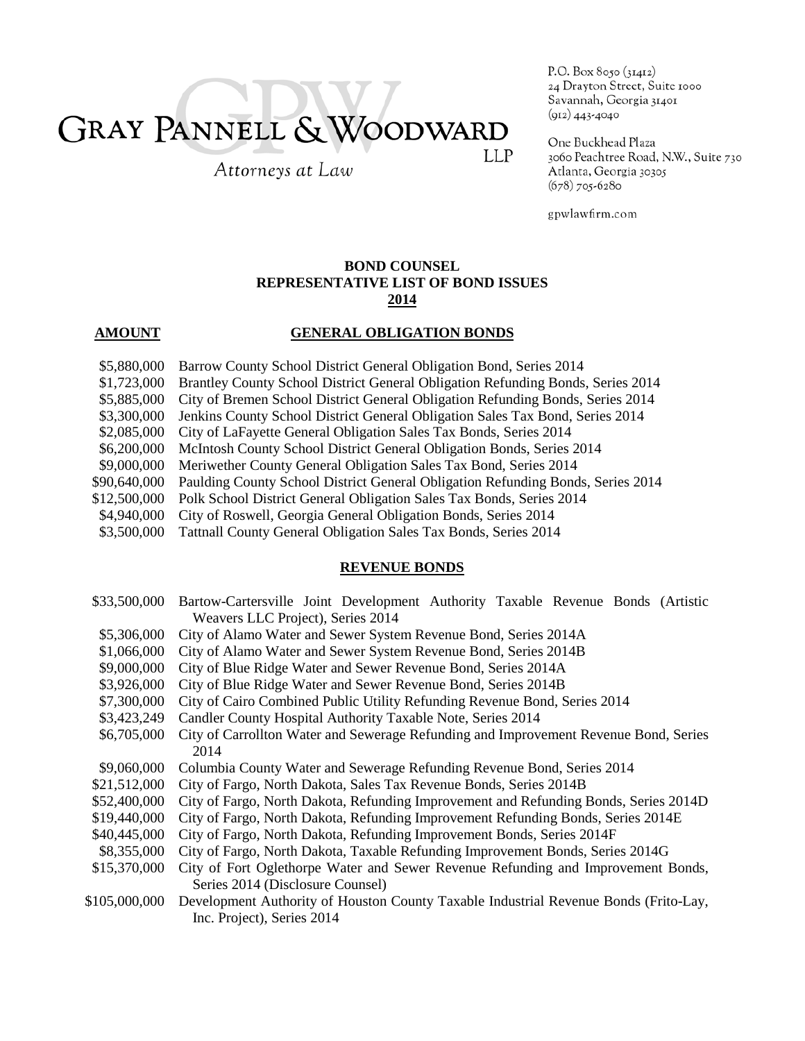# GRAY PANNELL & WOODWARD LLP

*Attorneys at Law*

P.O. Box 8050 (31412)
24 Drayton Street, Suite 1000
Savannah, Georgia 31401
(912) 443-4040

One Buckhead Plaza
3060 Peachtree Road, N.W., Suite 730
Atlanta, Georgia 30305
(678) 705-6280

gpwlawfirm.com

## BOND COUNSEL
## REPRESENTATIVE LIST OF BOND ISSUES
## 2014

| AMOUNT | GENERAL OBLIGATION BONDS |
|---|---|
| \$5,880,000 | Barrow County School District General Obligation Bond, Series 2014 |
| \$1,723,000 | Brantley County School District General Obligation Refunding Bonds, Series 2014 |
| \$5,885,000 | City of Bremen School District General Obligation Refunding Bonds, Series 2014 |
| \$3,300,000 | Jenkins County School District General Obligation Sales Tax Bond, Series 2014 |
| \$2,085,000 | City of LaFayette General Obligation Sales Tax Bonds, Series 2014 |
| \$6,200,000 | McIntosh County School District General Obligation Bonds, Series 2014 |
| \$9,000,000 | Meriwether County General Obligation Sales Tax Bond, Series 2014 |
| \$90,640,000 | Paulding County School District General Obligation Refunding Bonds, Series 2014 |
| \$12,500,000 | Polk School District General Obligation Sales Tax Bonds, Series 2014 |
| \$4,940,000 | City of Roswell, Georgia General Obligation Bonds, Series 2014 |
| \$3,500,000 | Tattnall County General Obligation Sales Tax Bonds, Series 2014 |

| | REVENUE BONDS |
|---|---|
| \$33,500,000 | Bartow-Cartersville Joint Development Authority Taxable Revenue Bonds (Artistic Weavers LLC Project), Series 2014 |
| \$5,306,000 | City of Alamo Water and Sewer System Revenue Bond, Series 2014A |
| \$1,066,000 | City of Alamo Water and Sewer System Revenue Bond, Series 2014B |
| \$9,000,000 | City of Blue Ridge Water and Sewer Revenue Bond, Series 2014A |
| \$3,926,000 | City of Blue Ridge Water and Sewer Revenue Bond, Series 2014B |
| \$7,300,000 | City of Cairo Combined Public Utility Refunding Revenue Bond, Series 2014 |
| \$3,423,249 | Candler County Hospital Authority Taxable Note, Series 2014 |
| \$6,705,000 | City of Carrollton Water and Sewerage Refunding and Improvement Revenue Bond, Series 2014 |
| \$9,060,000 | Columbia County Water and Sewerage Refunding Revenue Bond, Series 2014 |
| \$21,512,000 | City of Fargo, North Dakota, Sales Tax Revenue Bonds, Series 2014B |
| \$52,400,000 | City of Fargo, North Dakota, Refunding Improvement and Refunding Bonds, Series 2014D |
| \$19,440,000 | City of Fargo, North Dakota, Refunding Improvement Refunding Bonds, Series 2014E |
| \$40,445,000 | City of Fargo, North Dakota, Refunding Improvement Bonds, Series 2014F |
| \$8,355,000 | City of Fargo, North Dakota, Taxable Refunding Improvement Bonds, Series 2014G |
| \$15,370,000 | City of Fort Oglethorpe Water and Sewer Revenue Refunding and Improvement Bonds, Series 2014 (Disclosure Counsel) |
| \$105,000,000 | Development Authority of Houston County Taxable Industrial Revenue Bonds (Frito-Lay, Inc. Project), Series 2014 |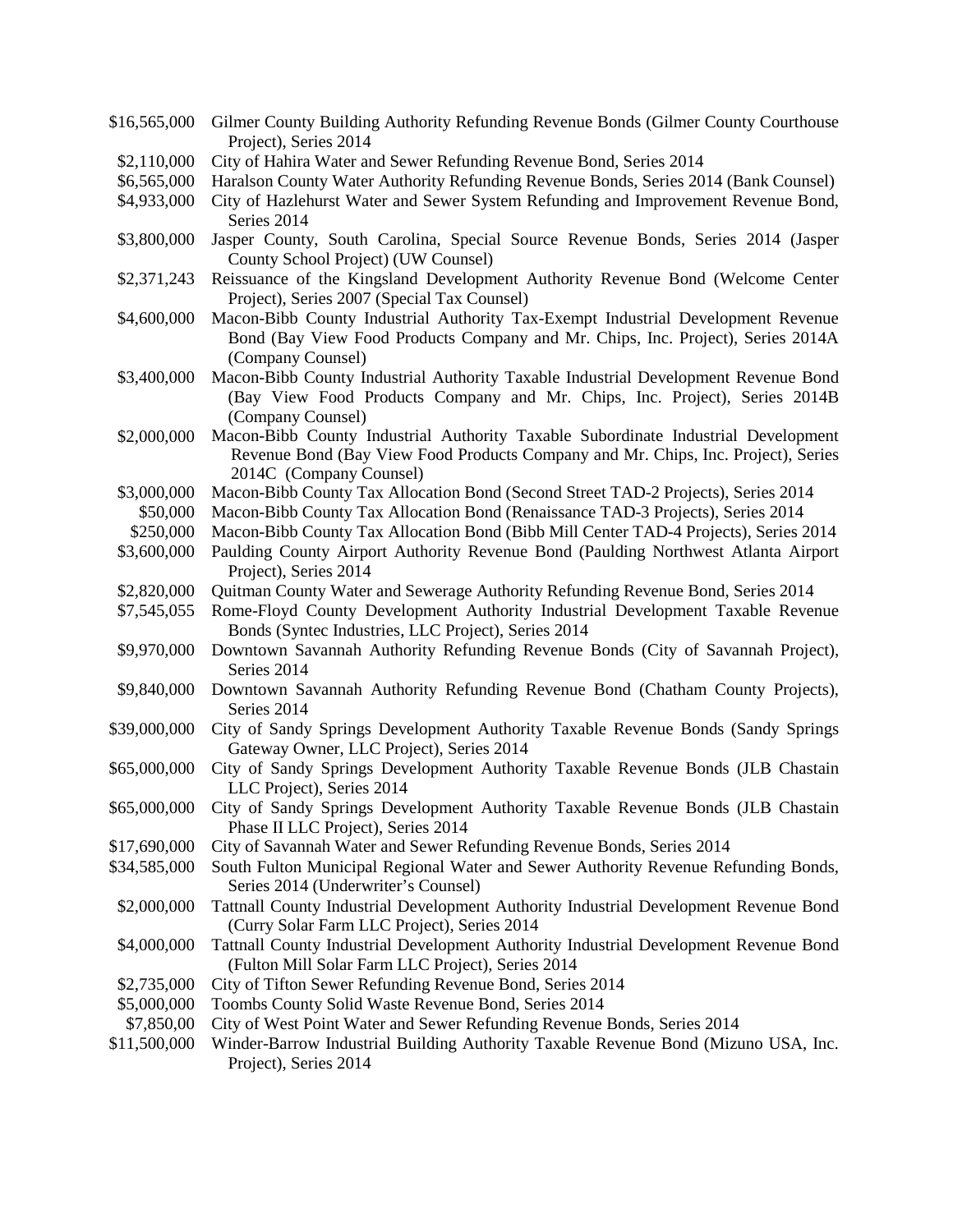| | |
|---|---|
| \$16,565,000 | Gilmer County Building Authority Refunding Revenue Bonds (Gilmer County Courthouse Project), Series 2014 |
| \$2,110,000 | City of Hahira Water and Sewer Refunding Revenue Bond, Series 2014 |
| \$6,565,000 | Haralson County Water Authority Refunding Revenue Bonds, Series 2014 (Bank Counsel) |
| \$4,933,000 | City of Hazlehurst Water and Sewer System Refunding and Improvement Revenue Bond, Series 2014 |
| \$3,800,000 | Jasper County, South Carolina, Special Source Revenue Bonds, Series 2014 (Jasper County School Project) (UW Counsel) |
| \$2,371,243 | Reissuance of the Kingsland Development Authority Revenue Bond (Welcome Center Project), Series 2007 (Special Tax Counsel) |
| \$4,600,000 | Macon-Bibb County Industrial Authority Tax-Exempt Industrial Development Revenue Bond (Bay View Food Products Company and Mr. Chips, Inc. Project), Series 2014A (Company Counsel) |
| \$3,400,000 | Macon-Bibb County Industrial Authority Taxable Industrial Development Revenue Bond (Bay View Food Products Company and Mr. Chips, Inc. Project), Series 2014B (Company Counsel) |
| \$2,000,000 | Macon-Bibb County Industrial Authority Taxable Subordinate Industrial Development Revenue Bond (Bay View Food Products Company and Mr. Chips, Inc. Project), Series 2014C (Company Counsel) |
| \$3,000,000 | Macon-Bibb County Tax Allocation Bond (Second Street TAD-2 Projects), Series 2014 |
| \$50,000 | Macon-Bibb County Tax Allocation Bond (Renaissance TAD-3 Projects), Series 2014 |
| \$250,000 | Macon-Bibb County Tax Allocation Bond (Bibb Mill Center TAD-4 Projects), Series 2014 |
| \$3,600,000 | Paulding County Airport Authority Revenue Bond (Paulding Northwest Atlanta Airport Project), Series 2014 |
| \$2,820,000 | Quitman County Water and Sewerage Authority Refunding Revenue Bond, Series 2014 |
| \$7,545,055 | Rome-Floyd County Development Authority Industrial Development Taxable Revenue Bonds (Syntec Industries, LLC Project), Series 2014 |
| \$9,970,000 | Downtown Savannah Authority Refunding Revenue Bonds (City of Savannah Project), Series 2014 |
| \$9,840,000 | Downtown Savannah Authority Refunding Revenue Bond (Chatham County Projects), Series 2014 |
| \$39,000,000 | City of Sandy Springs Development Authority Taxable Revenue Bonds (Sandy Springs Gateway Owner, LLC Project), Series 2014 |
| \$65,000,000 | City of Sandy Springs Development Authority Taxable Revenue Bonds (JLB Chastain LLC Project), Series 2014 |
| \$65,000,000 | City of Sandy Springs Development Authority Taxable Revenue Bonds (JLB Chastain Phase II LLC Project), Series 2014 |
| \$17,690,000 | City of Savannah Water and Sewer Refunding Revenue Bonds, Series 2014 |
| \$34,585,000 | South Fulton Municipal Regional Water and Sewer Authority Revenue Refunding Bonds, Series 2014 (Underwriter's Counsel) |
| \$2,000,000 | Tattnall County Industrial Development Authority Industrial Development Revenue Bond (Curry Solar Farm LLC Project), Series 2014 |
| \$4,000,000 | Tattnall County Industrial Development Authority Industrial Development Revenue Bond (Fulton Mill Solar Farm LLC Project), Series 2014 |
| \$2,735,000 | City of Tifton Sewer Refunding Revenue Bond, Series 2014 |
| \$5,000,000 | Toombs County Solid Waste Revenue Bond, Series 2014 |
| \$7,850,00 | City of West Point Water and Sewer Refunding Revenue Bonds, Series 2014 |
| \$11,500,000 | Winder-Barrow Industrial Building Authority Taxable Revenue Bond (Mizuno USA, Inc. Project), Series 2014 |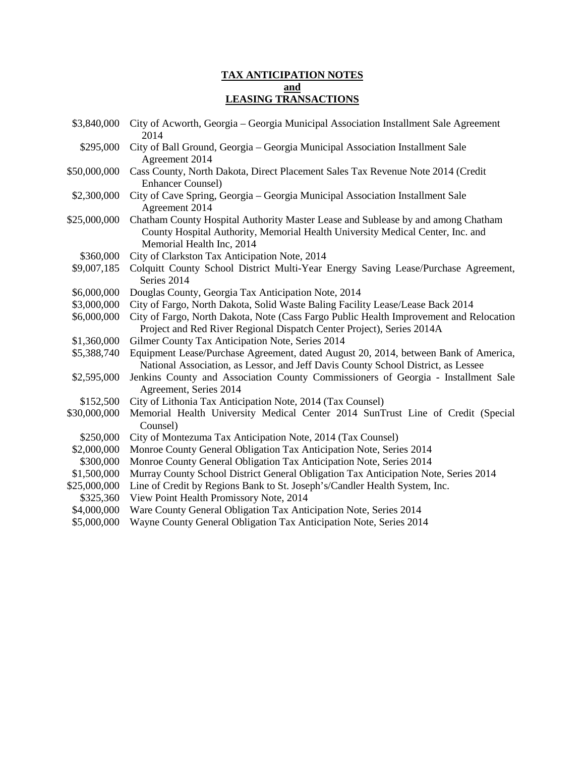**TAX ANTICIPATION NOTES**
**and**
**LEASING TRANSACTIONS**

| | |
|---|---|
| \$3,840,000 | City of Acworth, Georgia – Georgia Municipal Association Installment Sale Agreement 2014 |
| \$295,000 | City of Ball Ground, Georgia – Georgia Municipal Association Installment Sale Agreement 2014 |
| \$50,000,000 | Cass County, North Dakota, Direct Placement Sales Tax Revenue Note 2014 (Credit Enhancer Counsel) |
| \$2,300,000 | City of Cave Spring, Georgia – Georgia Municipal Association Installment Sale Agreement 2014 |
| \$25,000,000 | Chatham County Hospital Authority Master Lease and Sublease by and among Chatham County Hospital Authority, Memorial Health University Medical Center, Inc. and Memorial Health Inc, 2014 |
| \$360,000 | City of Clarkston Tax Anticipation Note, 2014 |
| \$9,007,185 | Colquitt County School District Multi-Year Energy Saving Lease/Purchase Agreement, Series 2014 |
| \$6,000,000 | Douglas County, Georgia Tax Anticipation Note, 2014 |
| \$3,000,000 | City of Fargo, North Dakota, Solid Waste Baling Facility Lease/Lease Back 2014 |
| \$6,000,000 | City of Fargo, North Dakota, Note (Cass Fargo Public Health Improvement and Relocation Project and Red River Regional Dispatch Center Project), Series 2014A |
| \$1,360,000 | Gilmer County Tax Anticipation Note, Series 2014 |
| \$5,388,740 | Equipment Lease/Purchase Agreement, dated August 20, 2014, between Bank of America, National Association, as Lessor, and Jeff Davis County School District, as Lessee |
| \$2,595,000 | Jenkins County and Association County Commissioners of Georgia - Installment Sale Agreement, Series 2014 |
| \$152,500 | City of Lithonia Tax Anticipation Note, 2014 (Tax Counsel) |
| \$30,000,000 | Memorial Health University Medical Center 2014 SunTrust Line of Credit (Special Counsel) |
| \$250,000 | City of Montezuma Tax Anticipation Note, 2014 (Tax Counsel) |
| \$2,000,000 | Monroe County General Obligation Tax Anticipation Note, Series 2014 |
| \$300,000 | Monroe County General Obligation Tax Anticipation Note, Series 2014 |
| \$1,500,000 | Murray County School District General Obligation Tax Anticipation Note, Series 2014 |
| \$25,000,000 | Line of Credit by Regions Bank to St. Joseph's/Candler Health System, Inc. |
| \$325,360 | View Point Health Promissory Note, 2014 |
| \$4,000,000 | Ware County General Obligation Tax Anticipation Note, Series 2014 |
| \$5,000,000 | Wayne County General Obligation Tax Anticipation Note, Series 2014 |